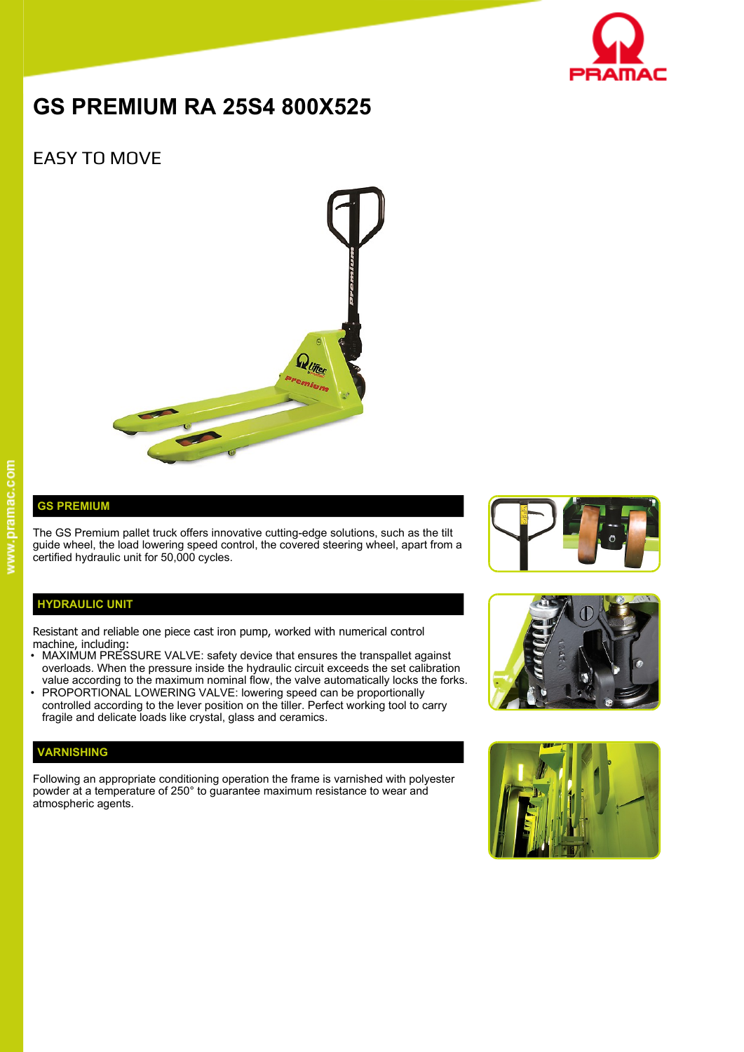# GS PREMIUM RA 25S4 800X525

## EASY TO MOVE

### GS PREMIUM

The GS Premium pallet truck offers innovative cutting-edge solutions, such as the tilt guide wheel, the load lowering speed control, the covered steering wheel, apart from a certified hydraulic unit for 50,000 cycles.

### HYDRAULIC UNIT

Resistant and reliable one piece cast iron pump, worked with numerical control machine, including:

- MAXIMUM PRESSURE VALVE: safety device that ensures the transpallet against overloads. When the pressure inside the hydraulic circuit exceeds the set calibration value according to the maximum nominal flow, the valve automatically locks the forks.
- PROPORTIONAL LOWERING VALVE: lowering speed can be proportionally controlled according to the lever position on the tiller. Perfect working tool to carry fragile and delicate loads like crystal, glass and ceramics.

### VARNISHING

Following an appropriate conditioning operation the frame is varnished with polyester powder at a temperature of 250° to guarantee maximum resistance to wear and atmospheric agents.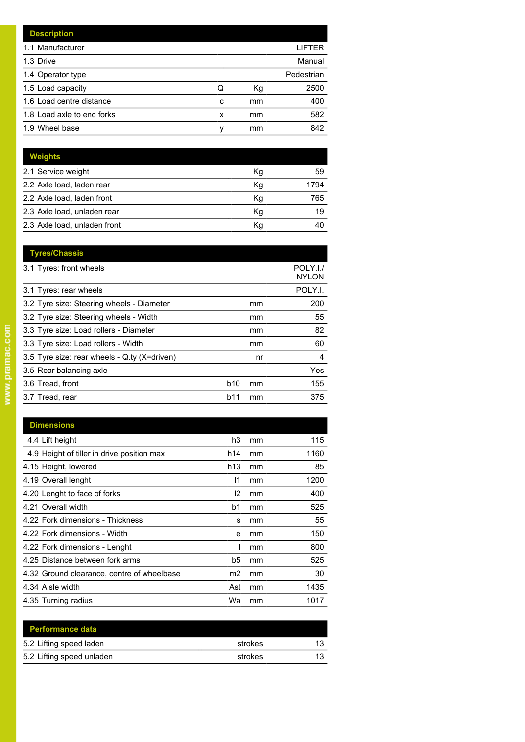| Description | | | |
|---|---|---|---|
| 1.1 Manufacturer | | | LIFTER |
| 1.3 Drive | | | Manual |
| 1.4 Operator type | | | Pedestrian |
| 1.5 Load capacity | Q | Kg | 2500 |
| 1.6 Load centre distance | c | mm | 400 |
| 1.8 Load axle to end forks | x | mm | 582 |
| 1.9 Wheel base | y | mm | 842 |

| Weights | | | |
|---|---|---|---|
| 2.1 Service weight | | Kg | 59 |
| 2.2 Axle load, laden rear | | Kg | 1794 |
| 2.2 Axle load, laden front | | Kg | 765 |
| 2.3 Axle load, unladen rear | | Kg | 19 |
| 2.3 Axle load, unladen front | | Kg | 40 |

| Tyres/Chassis | | | |
|---|---|---|---|
| 3.1 Tyres: front wheels | | | POLY.I./ NYLON |
| 3.1 Tyres: rear wheels | | | POLY.I. |
| 3.2 Tyre size: Steering wheels - Diameter | | mm | 200 |
| 3.2 Tyre size: Steering wheels - Width | | mm | 55 |
| 3.3 Tyre size: Load rollers - Diameter | | mm | 82 |
| 3.3 Tyre size: Load rollers - Width | | mm | 60 |
| 3.5 Tyre size: rear wheels - Q.ty (X=driven) | | nr | 4 |
| 3.5 Rear balancing axle | | | Yes |
| 3.6 Tread, front | b10 | mm | 155 |
| 3.7 Tread, rear | b11 | mm | 375 |

| Dimensions | | | |
|---|---|---|---|
| 4.4 Lift height | h3 | mm | 115 |
| 4.9 Height of tiller in drive position max | h14 | mm | 1160 |
| 4.15 Height, lowered | h13 | mm | 85 |
| 4.19 Overall lenght | l1 | mm | 1200 |
| 4.20 Lenght to face of forks | l2 | mm | 400 |
| 4.21 Overall width | b1 | mm | 525 |
| 4.22 Fork dimensions - Thickness | s | mm | 55 |
| 4.22 Fork dimensions - Width | e | mm | 150 |
| 4.22 Fork dimensions - Lenght | l | mm | 800 |
| 4.25 Distance between fork arms | b5 | mm | 525 |
| 4.32 Ground clearance, centre of wheelbase | m2 | mm | 30 |
| 4.34 Aisle width | Ast | mm | 1435 |
| 4.35 Turning radius | Wa | mm | 1017 |

| Performance data | | | |
|---|---|---|---|
| 5.2 Lifting speed laden | | strokes | 13 |
| 5.2 Lifting speed unladen | | strokes | 13 |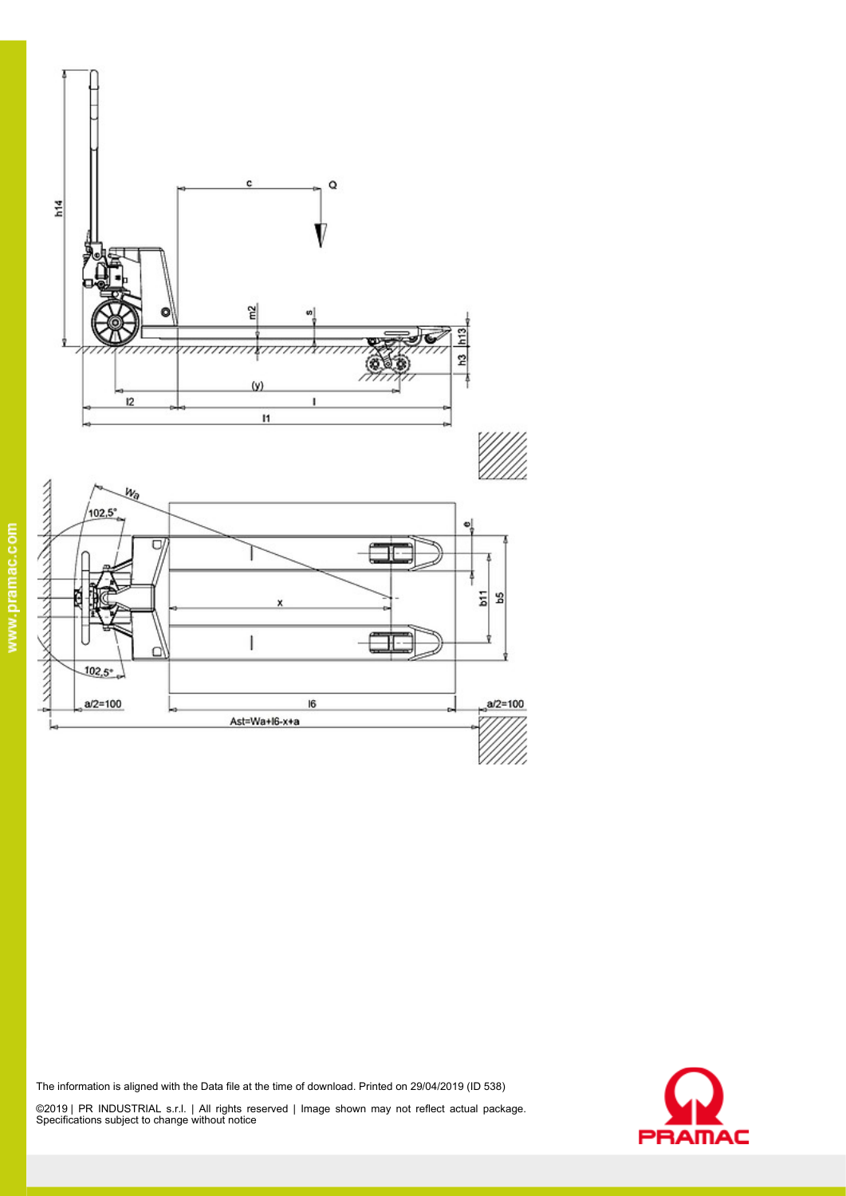The information is aligned with the Data file at the time of download. Printed on 29/04/2019 (ID 538)

©2019 | PR INDUSTRIAL s.r.l. | All rights reserved | Image shown may not reflect actual package. Specifications subject to change without notice